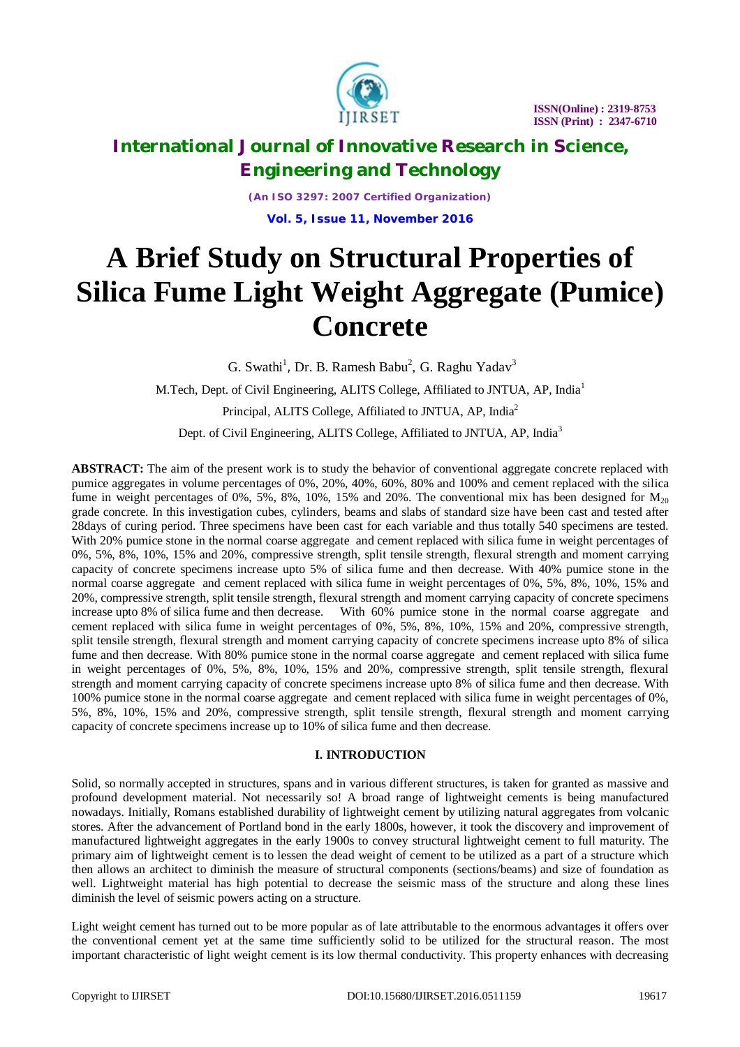# A Brief Study on Structural Properties of Silica Fume Light Weight Aggregate (Pumice) Concrete

G. Swathi[1], Dr. B. Ramesh Babu[2], G. Raghu Yadav[3]

M.Tech, Dept. of Civil Engineering, ALITS College, Affiliated to JNTUA, AP, India[1]

Principal, ALITS College, Affiliated to JNTUA, AP, India[2]

Dept. of Civil Engineering, ALITS College, Affiliated to JNTUA, AP, India[3]

**ABSTRACT:** The aim of the present work is to study the behavior of conventional aggregate concrete replaced with pumice aggregates in volume percentages of 0%, 20%, 40%, 60%, 80% and 100% and cement replaced with the silica fume in weight percentages of 0%, 5%, 8%, 10%, 15% and 20%. The conventional mix has been designed for $M_{20}$ grade concrete. In this investigation cubes, cylinders, beams and slabs of standard size have been cast and tested after 28days of curing period. Three specimens have been cast for each variable and thus totally 540 specimens are tested. With 20% pumice stone in the normal coarse aggregate and cement replaced with silica fume in weight percentages of 0%, 5%, 8%, 10%, 15% and 20%, compressive strength, split tensile strength, flexural strength and moment carrying capacity of concrete specimens increase upto 5% of silica fume and then decrease. With 40% pumice stone in the normal coarse aggregate and cement replaced with silica fume in weight percentages of 0%, 5%, 8%, 10%, 15% and 20%, compressive strength, split tensile strength, flexural strength and moment carrying capacity of concrete specimens increase upto 8% of silica fume and then decrease. With 60% pumice stone in the normal coarse aggregate and cement replaced with silica fume in weight percentages of 0%, 5%, 8%, 10%, 15% and 20%, compressive strength, split tensile strength, flexural strength and moment carrying capacity of concrete specimens increase upto 8% of silica fume and then decrease. With 80% pumice stone in the normal coarse aggregate and cement replaced with silica fume in weight percentages of 0%, 5%, 8%, 10%, 15% and 20%, compressive strength, split tensile strength, flexural strength and moment carrying capacity of concrete specimens increase upto 8% of silica fume and then decrease. With 100% pumice stone in the normal coarse aggregate and cement replaced with silica fume in weight percentages of 0%, 5%, 8%, 10%, 15% and 20%, compressive strength, split tensile strength, flexural strength and moment carrying capacity of concrete specimens increase up to 10% of silica fume and then decrease.

## I. INTRODUCTION

Solid, so normally accepted in structures, spans and in various different structures, is taken for granted as massive and profound development material. Not necessarily so! A broad range of lightweight cements is being manufactured nowadays. Initially, Romans established durability of lightweight cement by utilizing natural aggregates from volcanic stores. After the advancement of Portland bond in the early 1800s, however, it took the discovery and improvement of manufactured lightweight aggregates in the early 1900s to convey structural lightweight cement to full maturity. The primary aim of lightweight cement is to lessen the dead weight of cement to be utilized as a part of a structure which then allows an architect to diminish the measure of structural components (sections/beams) and size of foundation as well. Lightweight material has high potential to decrease the seismic mass of the structure and along these lines diminish the level of seismic powers acting on a structure.

Light weight cement has turned out to be more popular as of late attributable to the enormous advantages it offers over the conventional cement yet at the same time sufficiently solid to be utilized for the structural reason. The most important characteristic of light weight cement is its low thermal conductivity. This property enhances with decreasing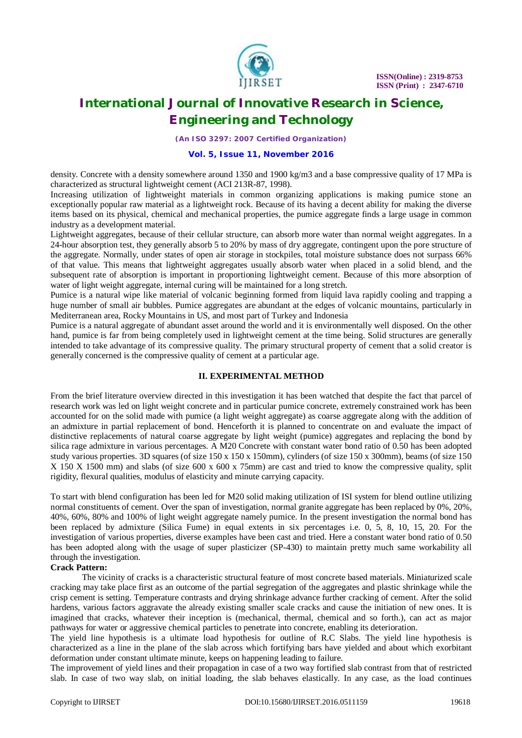density. Concrete with a density somewhere around 1350 and 1900 kg/m3 and a base compressive quality of 17 MPa is characterized as structural lightweight cement (ACI 213R-87, 1998).

Increasing utilization of lightweight materials in common organizing applications is making pumice stone an exceptionally popular raw material as a lightweight rock. Because of its having a decent ability for making the diverse items based on its physical, chemical and mechanical properties, the pumice aggregate finds a large usage in common industry as a development material.

Lightweight aggregates, because of their cellular structure, can absorb more water than normal weight aggregates. In a 24-hour absorption test, they generally absorb 5 to 20% by mass of dry aggregate, contingent upon the pore structure of the aggregate. Normally, under states of open air storage in stockpiles, total moisture substance does not surpass 66% of that value. This means that lightweight aggregates usually absorb water when placed in a solid blend, and the subsequent rate of absorption is important in proportioning lightweight cement. Because of this more absorption of water of light weight aggregate, internal curing will be maintained for a long stretch.

Pumice is a natural wipe like material of volcanic beginning formed from liquid lava rapidly cooling and trapping a huge number of small air bubbles. Pumice aggregates are abundant at the edges of volcanic mountains, particularly in Mediterranean area, Rocky Mountains in US, and most part of Turkey and Indonesia

Pumice is a natural aggregate of abundant asset around the world and it is environmentally well disposed. On the other hand, pumice is far from being completely used in lightweight cement at the time being. Solid structures are generally intended to take advantage of its compressive quality. The primary structural property of cement that a solid creator is generally concerned is the compressive quality of cement at a particular age.

## II. EXPERIMENTAL METHOD

From the brief literature overview directed in this investigation it has been watched that despite the fact that parcel of research work was led on light weight concrete and in particular pumice concrete, extremely constrained work has been accounted for on the solid made with pumice (a light weight aggregate) as coarse aggregate along with the addition of an admixture in partial replacement of bond. Henceforth it is planned to concentrate on and evaluate the impact of distinctive replacements of natural coarse aggregate by light weight (pumice) aggregates and replacing the bond by silica rage admixture in various percentages. A M20 Concrete with constant water bond ratio of 0.50 has been adopted study various properties. 3D squares (of size 150 x 150 x 150mm), cylinders (of size 150 x 300mm), beams (of size 150 X 150 X 1500 mm) and slabs (of size 600 x 600 x 75mm) are cast and tried to know the compressive quality, split rigidity, flexural qualities, modulus of elasticity and minute carrying capacity.

To start with blend configuration has been led for M20 solid making utilization of ISI system for blend outline utilizing normal constituents of cement. Over the span of investigation, normal granite aggregate has been replaced by 0%, 20%, 40%, 60%, 80% and 100% of light weight aggregate namely pumice. In the present investigation the normal bond has been replaced by admixture (Silica Fume) in equal extents in six percentages i.e. 0, 5, 8, 10, 15, 20. For the investigation of various properties, diverse examples have been cast and tried. Here a constant water bond ratio of 0.50 has been adopted along with the usage of super plasticizer (SP-430) to maintain pretty much same workability all through the investigation.

**Crack Pattern:**

The vicinity of cracks is a characteristic structural feature of most concrete based materials. Miniaturized scale cracking may take place first as an outcome of the partial segregation of the aggregates and plastic shrinkage while the crisp cement is setting. Temperature contrasts and drying shrinkage advance further cracking of cement. After the solid hardens, various factors aggravate the already existing smaller scale cracks and cause the initiation of new ones. It is imagined that cracks, whatever their inception is (mechanical, thermal, chemical and so forth.), can act as major pathways for water or aggressive chemical particles to penetrate into concrete, enabling its deterioration.

The yield line hypothesis is a ultimate load hypothesis for outline of R.C Slabs. The yield line hypothesis is characterized as a line in the plane of the slab across which fortifying bars have yielded and about which exorbitant deformation under constant ultimate minute, keeps on happening leading to failure.

The improvement of yield lines and their propagation in case of a two way fortified slab contrast from that of restricted slab. In case of two way slab, on initial loading, the slab behaves elastically. In any case, as the load continues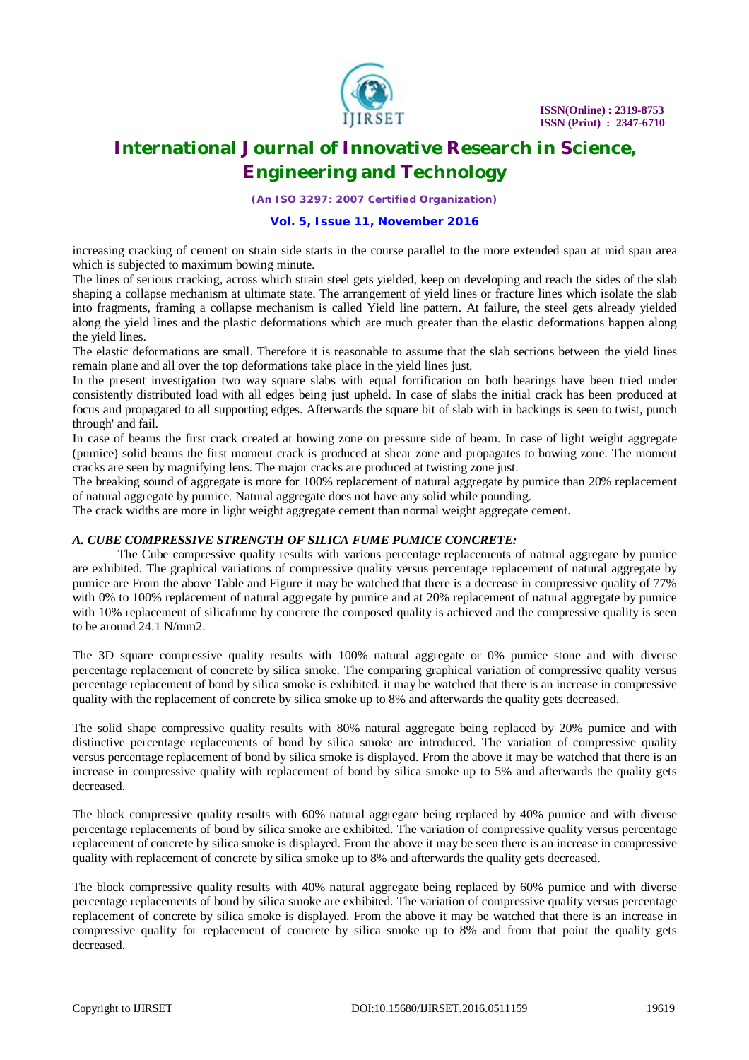increasing cracking of cement on strain side starts in the course parallel to the more extended span at mid span area which is subjected to maximum bowing minute.

The lines of serious cracking, across which strain steel gets yielded, keep on developing and reach the sides of the slab shaping a collapse mechanism at ultimate state. The arrangement of yield lines or fracture lines which isolate the slab into fragments, framing a collapse mechanism is called Yield line pattern. At failure, the steel gets already yielded along the yield lines and the plastic deformations which are much greater than the elastic deformations happen along the yield lines.

The elastic deformations are small. Therefore it is reasonable to assume that the slab sections between the yield lines remain plane and all over the top deformations take place in the yield lines just.

In the present investigation two way square slabs with equal fortification on both bearings have been tried under consistently distributed load with all edges being just upheld. In case of slabs the initial crack has been produced at focus and propagated to all supporting edges. Afterwards the square bit of slab with in backings is seen to twist, punch through' and fail.

In case of beams the first crack created at bowing zone on pressure side of beam. In case of light weight aggregate (pumice) solid beams the first moment crack is produced at shear zone and propagates to bowing zone. The moment cracks are seen by magnifying lens. The major cracks are produced at twisting zone just.

The breaking sound of aggregate is more for 100% replacement of natural aggregate by pumice than 20% replacement of natural aggregate by pumice. Natural aggregate does not have any solid while pounding.

The crack widths are more in light weight aggregate cement than normal weight aggregate cement.

### *A. CUBE COMPRESSIVE STRENGTH OF SILICA FUME PUMICE CONCRETE:*

The Cube compressive quality results with various percentage replacements of natural aggregate by pumice are exhibited. The graphical variations of compressive quality versus percentage replacement of natural aggregate by pumice are From the above Table and Figure it may be watched that there is a decrease in compressive quality of 77% with 0% to 100% replacement of natural aggregate by pumice and at 20% replacement of natural aggregate by pumice with 10% replacement of silicafume by concrete the composed quality is achieved and the compressive quality is seen to be around 24.1 N/mm2.

The 3D square compressive quality results with 100% natural aggregate or 0% pumice stone and with diverse percentage replacement of concrete by silica smoke. The comparing graphical variation of compressive quality versus percentage replacement of bond by silica smoke is exhibited. it may be watched that there is an increase in compressive quality with the replacement of concrete by silica smoke up to 8% and afterwards the quality gets decreased.

The solid shape compressive quality results with 80% natural aggregate being replaced by 20% pumice and with distinctive percentage replacements of bond by silica smoke are introduced. The variation of compressive quality versus percentage replacement of bond by silica smoke is displayed. From the above it may be watched that there is an increase in compressive quality with replacement of bond by silica smoke up to 5% and afterwards the quality gets decreased.

The block compressive quality results with 60% natural aggregate being replaced by 40% pumice and with diverse percentage replacements of bond by silica smoke are exhibited. The variation of compressive quality versus percentage replacement of concrete by silica smoke is displayed. From the above it may be seen there is an increase in compressive quality with replacement of concrete by silica smoke up to 8% and afterwards the quality gets decreased.

The block compressive quality results with 40% natural aggregate being replaced by 60% pumice and with diverse percentage replacements of bond by silica smoke are exhibited. The variation of compressive quality versus percentage replacement of concrete by silica smoke is displayed. From the above it may be watched that there is an increase in compressive quality for replacement of concrete by silica smoke up to 8% and from that point the quality gets decreased.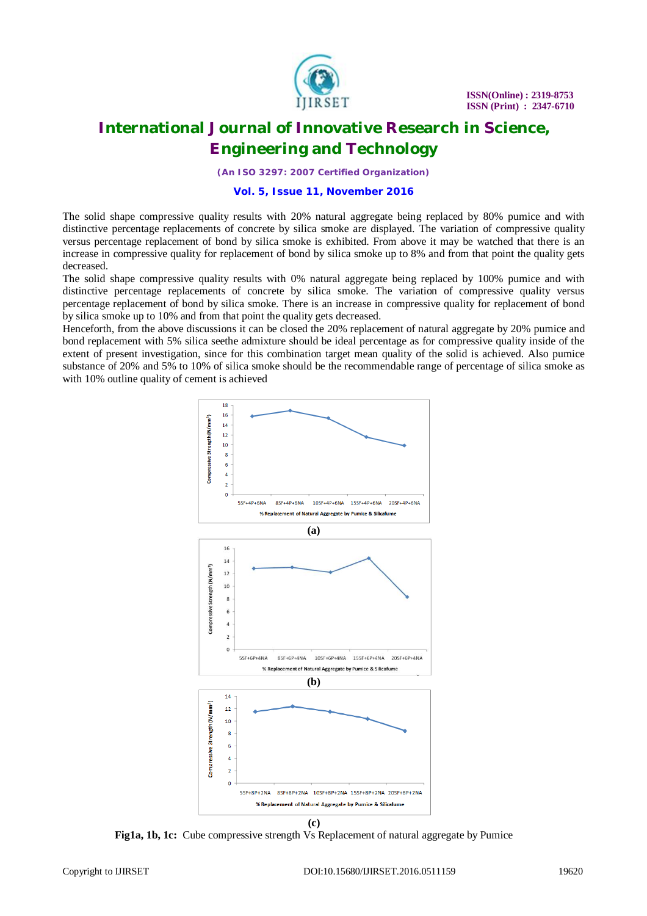The solid shape compressive quality results with 20% natural aggregate being replaced by 80% pumice and with distinctive percentage replacements of concrete by silica smoke are displayed. The variation of compressive quality versus percentage replacement of bond by silica smoke is exhibited. From above it may be watched that there is an increase in compressive quality for replacement of bond by silica smoke up to 8% and from that point the quality gets decreased.

The solid shape compressive quality results with 0% natural aggregate being replaced by 100% pumice and with distinctive percentage replacements of concrete by silica smoke. The variation of compressive quality versus percentage replacement of bond by silica smoke. There is an increase in compressive quality for replacement of bond by silica smoke up to 10% and from that point the quality gets decreased.

Henceforth, from the above discussions it can be closed the 20% replacement of natural aggregate by 20% pumice and bond replacement with 5% silica seethe admixture should be ideal percentage as for compressive quality inside of the extent of present investigation, since for this combination target mean quality of the solid is achieved. Also pumice substance of 20% and 5% to 10% of silica smoke should be the recommendable range of percentage of silica smoke as with 10% outline quality of cement is achieved

(a)

(b)

(c)

**Fig1a, 1b, 1c:** Cube compressive strength Vs Replacement of natural aggregate by Pumice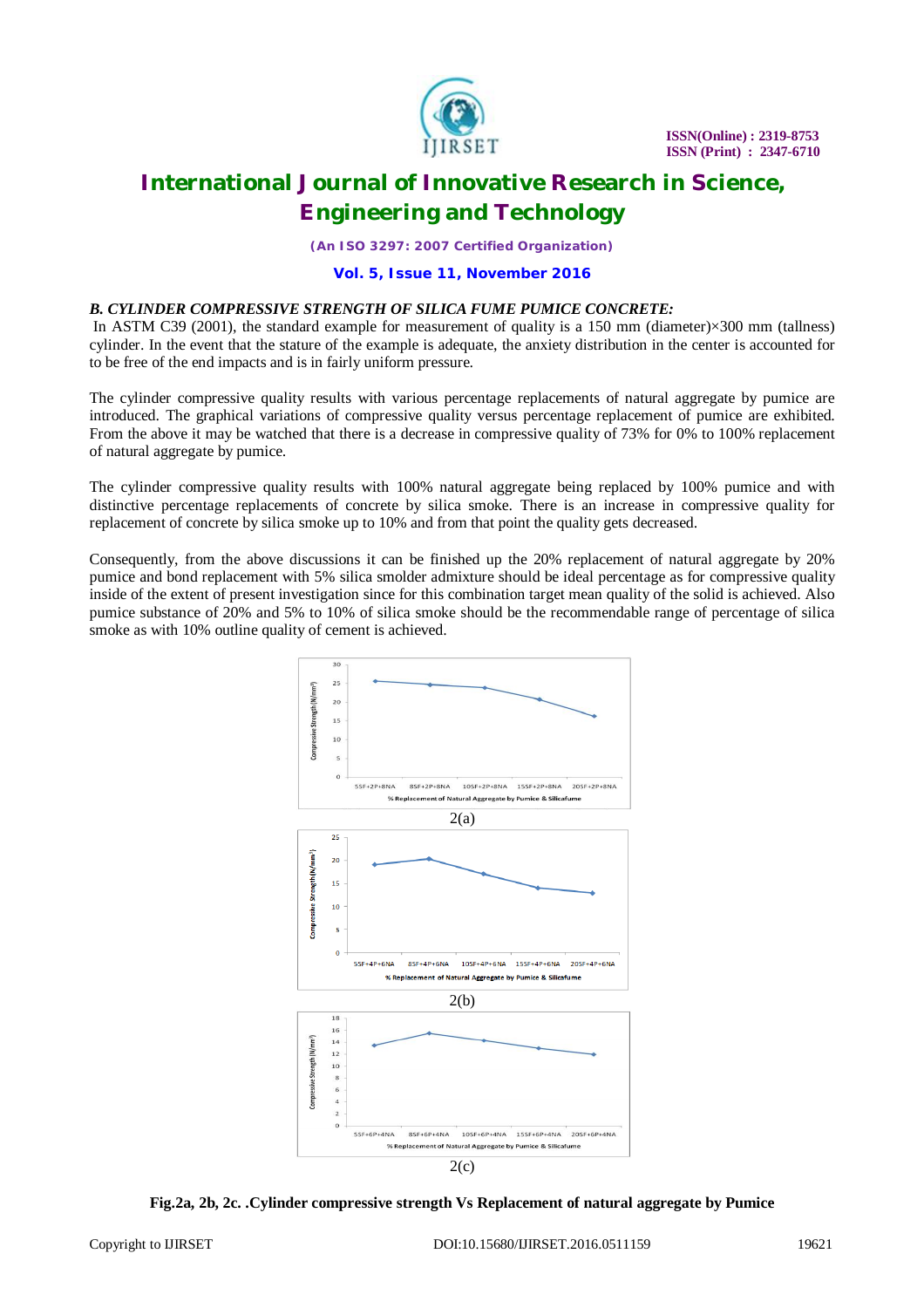### B. CYLINDER COMPRESSIVE STRENGTH OF SILICA FUME PUMICE CONCRETE:

In ASTM C39 (2001), the standard example for measurement of quality is a 150 mm (diameter)×300 mm (tallness) cylinder. In the event that the stature of the example is adequate, the anxiety distribution in the center is accounted for to be free of the end impacts and is in fairly uniform pressure.

The cylinder compressive quality results with various percentage replacements of natural aggregate by pumice are introduced. The graphical variations of compressive quality versus percentage replacement of pumice are exhibited. From the above it may be watched that there is a decrease in compressive quality of 73% for 0% to 100% replacement of natural aggregate by pumice.

The cylinder compressive quality results with 100% natural aggregate being replaced by 100% pumice and with distinctive percentage replacements of concrete by silica smoke. There is an increase in compressive quality for replacement of concrete by silica smoke up to 10% and from that point the quality gets decreased.

Consequently, from the above discussions it can be finished up the 20% replacement of natural aggregate by 20% pumice and bond replacement with 5% silica smolder admixture should be ideal percentage as for compressive quality inside of the extent of present investigation since for this combination target mean quality of the solid is achieved. Also pumice substance of 20% and 5% to 10% of silica smoke should be the recommendable range of percentage of silica smoke as with 10% outline quality of cement is achieved.

2(a)

2(b)

2(c)

**Fig.2a, 2b, 2c. .Cylinder compressive strength Vs Replacement of natural aggregate by Pumice**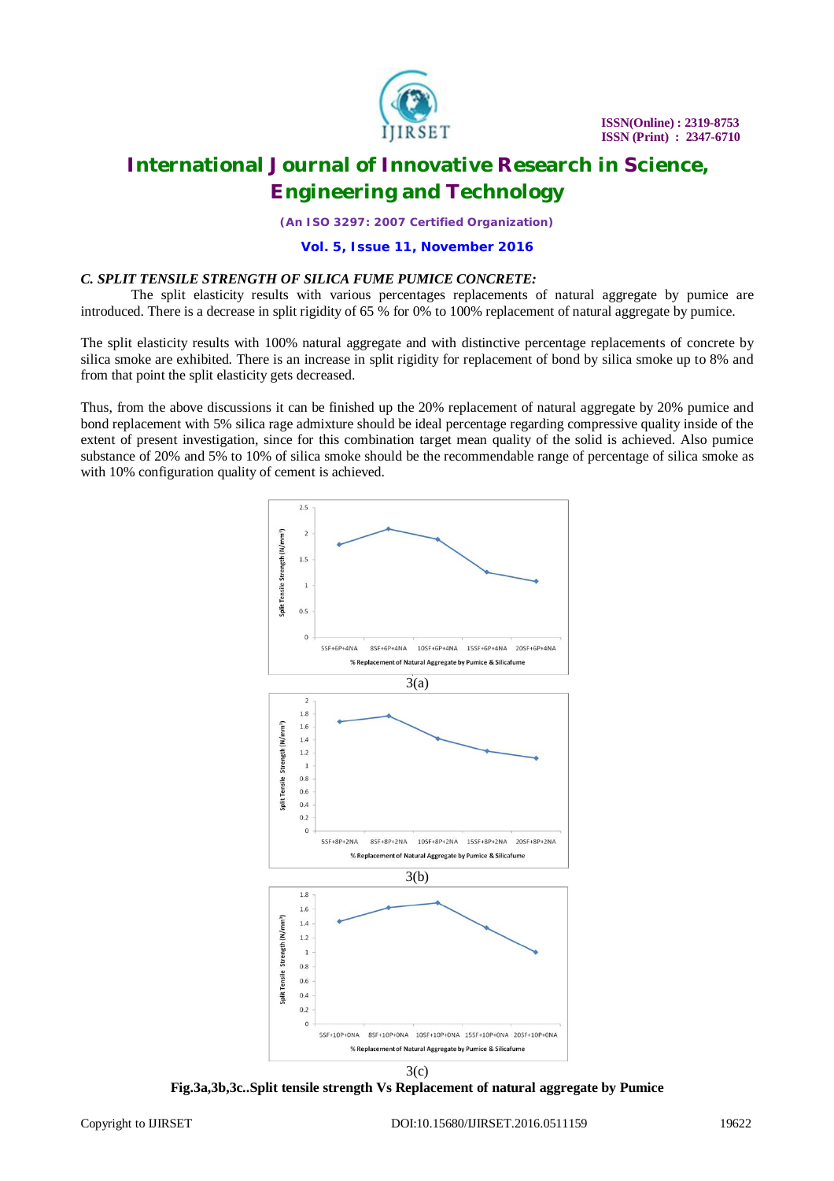### *C. SPLIT TENSILE STRENGTH OF SILICA FUME PUMICE CONCRETE:*

The split elasticity results with various percentages replacements of natural aggregate by pumice are introduced. There is a decrease in split rigidity of 65 % for 0% to 100% replacement of natural aggregate by pumice.

The split elasticity results with 100% natural aggregate and with distinctive percentage replacements of concrete by silica smoke are exhibited. There is an increase in split rigidity for replacement of bond by silica smoke up to 8% and from that point the split elasticity gets decreased.

Thus, from the above discussions it can be finished up the 20% replacement of natural aggregate by 20% pumice and bond replacement with 5% silica rage admixture should be ideal percentage regarding compressive quality inside of the extent of present investigation, since for this combination target mean quality of the solid is achieved. Also pumice substance of 20% and 5% to 10% of silica smoke should be the recommendable range of percentage of silica smoke as with 10% configuration quality of cement is achieved.

3(a)

3(b)

3(c)

**Fig.3a,3b,3c..Split tensile strength Vs Replacement of natural aggregate by Pumice**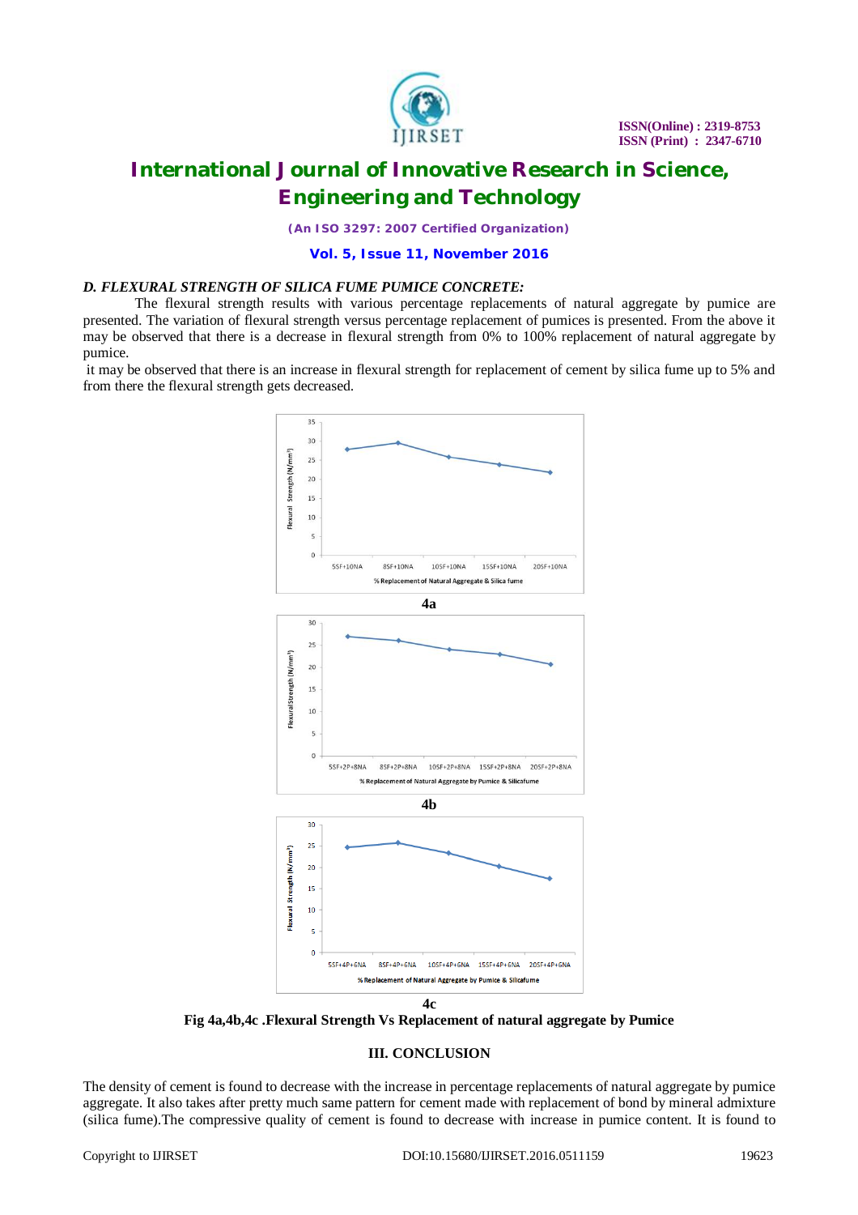### D. FLEXURAL STRENGTH OF SILICA FUME PUMICE CONCRETE:

The flexural strength results with various percentage replacements of natural aggregate by pumice are presented. The variation of flexural strength versus percentage replacement of pumices is presented. From the above it may be observed that there is a decrease in flexural strength from 0% to 100% replacement of natural aggregate by pumice.

it may be observed that there is an increase in flexural strength for replacement of cement by silica fume up to 5% and from there the flexural strength gets decreased.

4a

4b

4c

**Fig 4a,4b,4c .Flexural Strength Vs Replacement of natural aggregate by Pumice**

## III. CONCLUSION

The density of cement is found to decrease with the increase in percentage replacements of natural aggregate by pumice aggregate. It also takes after pretty much same pattern for cement made with replacement of bond by mineral admixture (silica fume).The compressive quality of cement is found to decrease with increase in pumice content. It is found to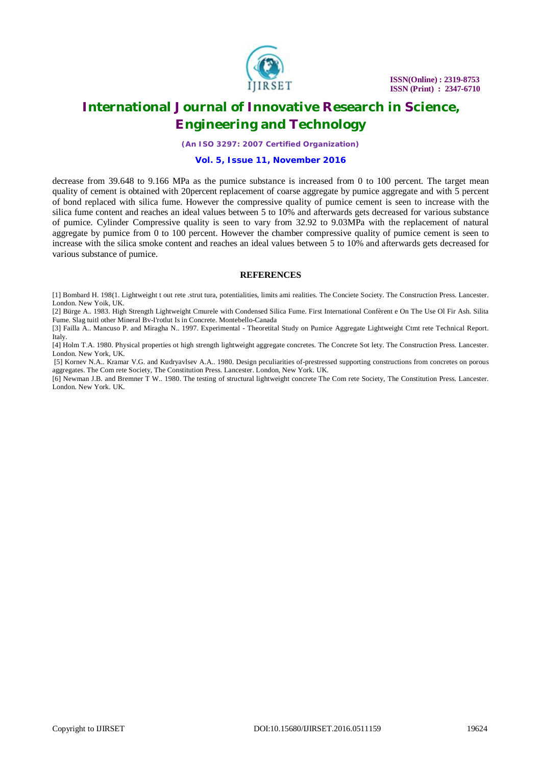decrease from 39.648 to 9.166 MPa as the pumice substance is increased from 0 to 100 percent. The target mean quality of cement is obtained with 20percent replacement of coarse aggregate by pumice aggregate and with 5 percent of bond replaced with silica fume. However the compressive quality of pumice cement is seen to increase with the silica fume content and reaches an ideal values between 5 to 10% and afterwards gets decreased for various substance of pumice. Cylinder Compressive quality is seen to vary from 32.92 to 9.03MPa with the replacement of natural aggregate by pumice from 0 to 100 percent. However the chamber compressive quality of pumice cement is seen to increase with the silica smoke content and reaches an ideal values between 5 to 10% and afterwards gets decreased for various substance of pumice.

## REFERENCES

[1] Bombard H. 198(1. Lightweight t out rete .strut tura, potentialities, limits ami realities. The Conciete Society. The Construction Press. Lancester. London. New Yoik, UK.

[2] Bürge A.. 1983. High Strength Lightweight Cmurele with Condensed Silica Fume. First International Confèrent e On The Use Ol Fir Ash. Silita Fume. Slag tuitl other Mineral Bv-I'rotlut Is in Concrete. Montebello-Canada

[3] Failla A.. Mancuso P. and Miragha N.. 1997. Experimental - Theoretital Study on Pumice Aggregate Lightweight Ctmt rete Technical Report. Italy.

[4] Holm T.A. 1980. Physical properties ot high strength lightweight aggregate concretes. The Concrete Sot lety. The Construction Press. Lancester. London. New York, UK.

[5] Kornev N.A.. Kramar V.G. and Kudryavlsev A.A.. 1980. Design peculiarities of-prestressed supporting constructions from concretes on porous aggregates. The Com rete Society, The Constitution Press. Lancester. London, New York. UK.

[6] Newman J.B. and Bremner T W.. 1980. The testing of structural lightweight concrete The Com rete Society, The Constitution Press. Lancester. London. New York. UK.